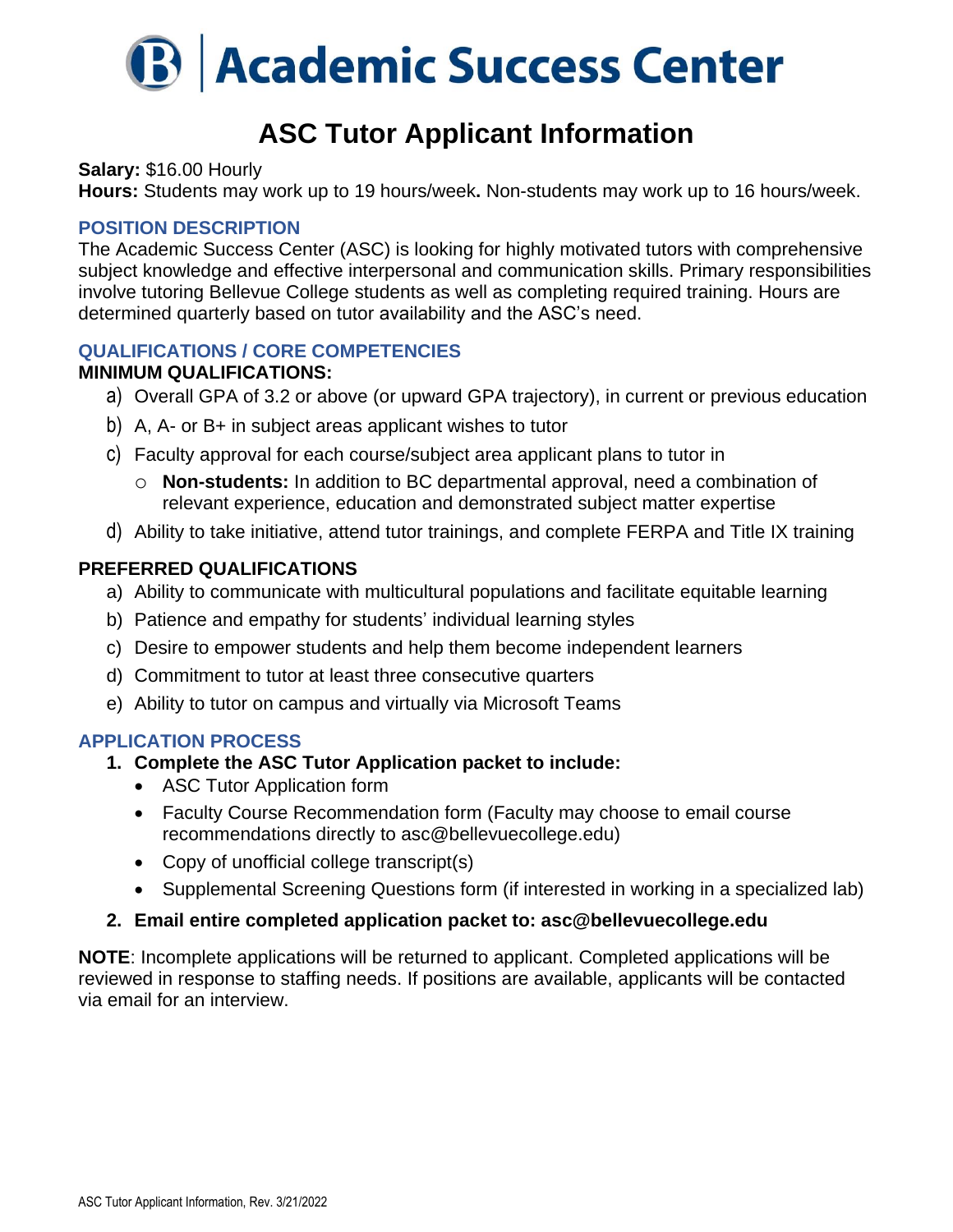# Academic Success Center

## ASC Tutor Applicant Information

**Salary:** $16.00 Hourly
**Hours:** Students may work up to 19 hours/week**.** Non-students may work up to 16 hours/week.

### POSITION DESCRIPTION

The Academic Success Center (ASC) is looking for highly motivated tutors with comprehensive subject knowledge and effective interpersonal and communication skills. Primary responsibilities involve tutoring Bellevue College students as well as completing required training. Hours are determined quarterly based on tutor availability and the ASC's need.

### QUALIFICATIONS / CORE COMPETENCIES

**MINIMUM QUALIFICATIONS:**

a) Overall GPA of 3.2 or above (or upward GPA trajectory), in current or previous education
b) A, A- or B+ in subject areas applicant wishes to tutor
c) Faculty approval for each course/subject area applicant plans to tutor in
   - **Non-students:** In addition to BC departmental approval, need a combination of relevant experience, education and demonstrated subject matter expertise
d) Ability to take initiative, attend tutor trainings, and complete FERPA and Title IX training

**PREFERRED QUALIFICATIONS**

a) Ability to communicate with multicultural populations and facilitate equitable learning
b) Patience and empathy for students' individual learning styles
c) Desire to empower students and help them become independent learners
d) Commitment to tutor at least three consecutive quarters
e) Ability to tutor on campus and virtually via Microsoft Teams

### APPLICATION PROCESS

1. **Complete the ASC Tutor Application packet to include:**
   - ASC Tutor Application form
   - Faculty Course Recommendation form (Faculty may choose to email course recommendations directly to asc@bellevuecollege.edu)
   - Copy of unofficial college transcript(s)
   - Supplemental Screening Questions form (if interested in working in a specialized lab)
2. **Email entire completed application packet to: asc@bellevuecollege.edu**

**NOTE**: Incomplete applications will be returned to applicant. Completed applications will be reviewed in response to staffing needs. If positions are available, applicants will be contacted via email for an interview.

ASC Tutor Applicant Information, Rev. 3/21/2022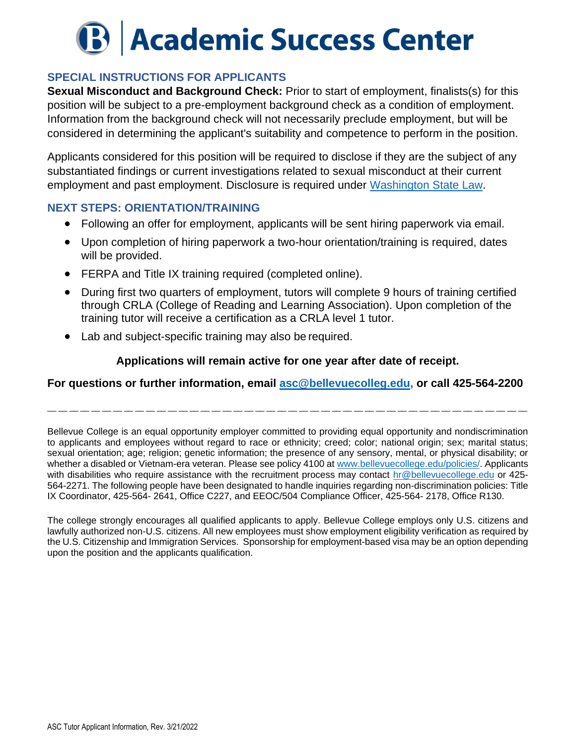# Academic Success Center

## SPECIAL INSTRUCTIONS FOR APPLICANTS

**Sexual Misconduct and Background Check:** Prior to start of employment, finalists(s) for this position will be subject to a pre-employment background check as a condition of employment. Information from the background check will not necessarily preclude employment, but will be considered in determining the applicant's suitability and competence to perform in the position.

Applicants considered for this position will be required to disclose if they are the subject of any substantiated findings or current investigations related to sexual misconduct at their current employment and past employment. Disclosure is required under Washington State Law.

## NEXT STEPS: ORIENTATION/TRAINING

- Following an offer for employment, applicants will be sent hiring paperwork via email.
- Upon completion of hiring paperwork a two-hour orientation/training is required, dates will be provided.
- FERPA and Title IX training required (completed online).
- During first two quarters of employment, tutors will complete 9 hours of training certified through CRLA (College of Reading and Learning Association). Upon completion of the training tutor will receive a certification as a CRLA level 1 tutor.
- Lab and subject-specific training may also be required.

**Applications will remain active for one year after date of receipt.**

**For questions or further information, email asc@bellevuecolleg.edu, or call 425-564-2200**

---

Bellevue College is an equal opportunity employer committed to providing equal opportunity and nondiscrimination to applicants and employees without regard to race or ethnicity; creed; color; national origin; sex; marital status; sexual orientation; age; religion; genetic information; the presence of any sensory, mental, or physical disability; or whether a disabled or Vietnam-era veteran. Please see policy 4100 at www.bellevuecollege.edu/policies/. Applicants with disabilities who require assistance with the recruitment process may contact hr@bellevuecollege.edu or 425-564-2271. The following people have been designated to handle inquiries regarding non-discrimination policies: Title IX Coordinator, 425-564- 2641, Office C227, and EEOC/504 Compliance Officer, 425-564- 2178, Office R130.

The college strongly encourages all qualified applicants to apply. Bellevue College employs only U.S. citizens and lawfully authorized non-U.S. citizens. All new employees must show employment eligibility verification as required by the U.S. Citizenship and Immigration Services. Sponsorship for employment-based visa may be an option depending upon the position and the applicants qualification.

ASC Tutor Applicant Information, Rev. 3/21/2022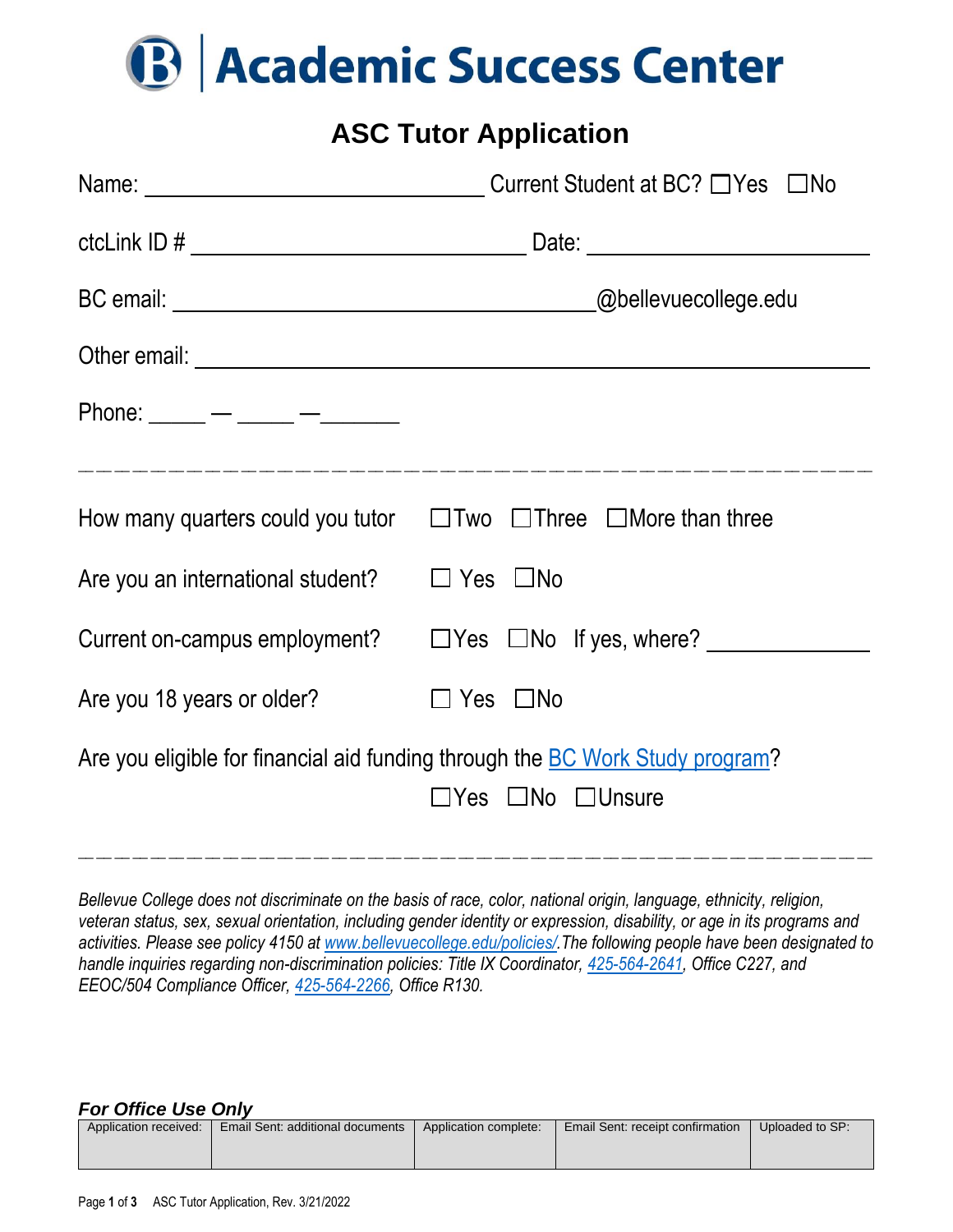# Academic Success Center

## ASC Tutor Application

Name: ______________________________ Current Student at BC? ☐Yes ☐No

ctcLink ID # ______________________________ Date: ______________________________

BC email: ______________________________@bellevuecollege.edu

Other email: ______________________________

Phone: _____ — _____ —_______

---

How many quarters could you tutor ☐Two ☐Three ☐More than three

Are you an international student? ☐ Yes ☐No

Current on-campus employment? ☐Yes ☐No If yes, where? ______________

Are you 18 years or older? ☐ Yes ☐No

Are you eligible for financial aid funding through the [BC Work Study program]?

☐Yes ☐No ☐Unsure

---

*Bellevue College does not discriminate on the basis of race, color, national origin, language, ethnicity, religion, veteran status, sex, sexual orientation, including gender identity or expression, disability, or age in its programs and activities. Please see policy 4150 at www.bellevuecollege.edu/policies/.The following people have been designated to handle inquiries regarding non-discrimination policies: Title IX Coordinator, 425-564-2641, Office C227, and EEOC/504 Compliance Officer, 425-564-2266, Office R130.*

***For Office Use Only***

| Application received: | Email Sent: additional documents | Application complete: | Email Sent: receipt confirmation | Uploaded to SP: |
|---|---|---|---|---|
| | | | | |

ASC Tutor Application, Rev. 3/21/2022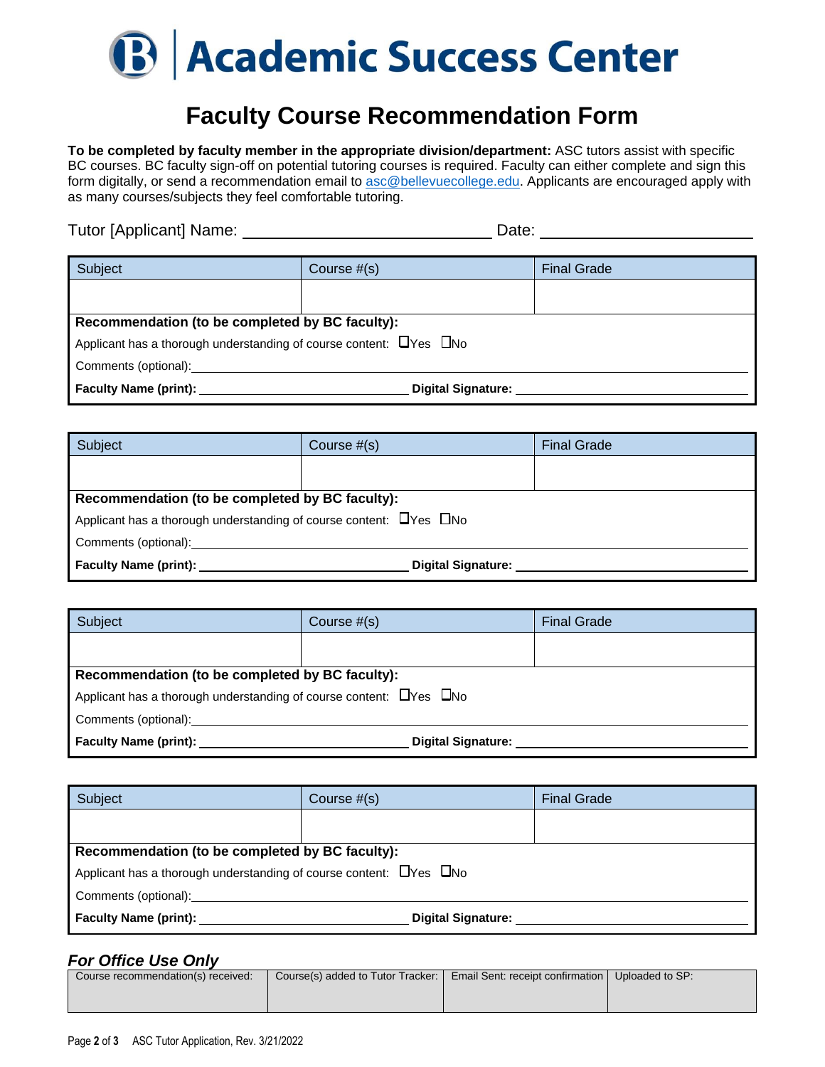# Academic Success Center

## Faculty Course Recommendation Form

**To be completed by faculty member in the appropriate division/department:** ASC tutors assist with specific BC courses. BC faculty sign-off on potential tutoring courses is required. Faculty can either complete and sign this form digitally, or send a recommendation email to asc@bellevuecollege.edu. Applicants are encouraged apply with as many courses/subjects they feel comfortable tutoring.

Tutor [Applicant] Name: ____________________________ Date: ________________________

| Subject | Course #(s) | Final Grade |
|---|---|---|
| | | |

**Recommendation (to be completed by BC faculty):**

Applicant has a thorough understanding of course content: ☐Yes ☐No

Comments (optional): ____________________________________________

**Faculty Name (print):** ________________________ **Digital Signature:** ________________________

| Subject | Course #(s) | Final Grade |
|---|---|---|
| | | |

**Recommendation (to be completed by BC faculty):**

Applicant has a thorough understanding of course content: ☐Yes ☐No

Comments (optional): ____________________________________________

**Faculty Name (print):** ________________________ **Digital Signature:** ________________________

| Subject | Course #(s) | Final Grade |
|---|---|---|
| | | |

**Recommendation (to be completed by BC faculty):**

Applicant has a thorough understanding of course content: ☐Yes ☐No

Comments (optional): ____________________________________________

**Faculty Name (print):** ________________________ **Digital Signature:** ________________________

| Subject | Course #(s) | Final Grade |
|---|---|---|
| | | |

**Recommendation (to be completed by BC faculty):**

Applicant has a thorough understanding of course content: ☐Yes ☐No

Comments (optional): ____________________________________________

**Faculty Name (print):** ________________________ **Digital Signature:** ________________________

### *For Office Use Only*

| Course recommendation(s) received: | Course(s) added to Tutor Tracker: | Email Sent: receipt confirmation | Uploaded to SP: |
|---|---|---|---|
| | | | |

ASC Tutor Application, Rev. 3/21/2022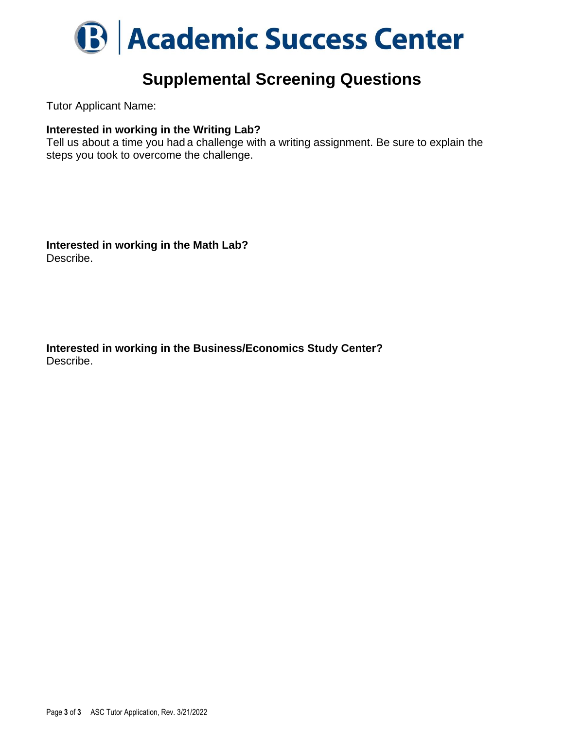# Academic Success Center

## Supplemental Screening Questions

Tutor Applicant Name:

**Interested in working in the Writing Lab?**
Tell us about a time you had a challenge with a writing assignment. Be sure to explain the steps you took to overcome the challenge.

**Interested in working in the Math Lab?**
Describe.

**Interested in working in the Business/Economics Study Center?**
Describe.